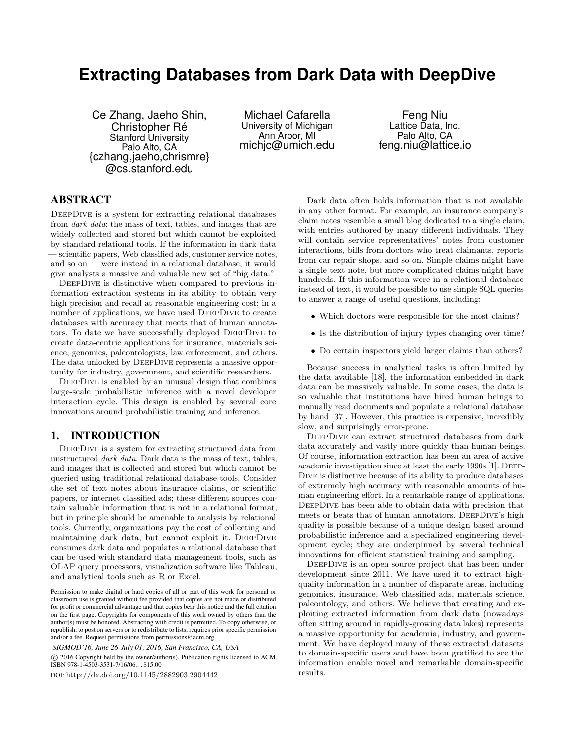# Extracting Databases from Dark Data with DeepDive

Ce Zhang, Jaeho Shin, Christopher Ré
Stanford University
Palo Alto, CA
{czhang,jaeho,chrismre}@cs.stanford.edu

Michael Cafarella
University of Michigan
Ann Arbor, MI
michjc@umich.edu

Feng Niu
Lattice Data, Inc.
Palo Alto, CA
feng.niu@lattice.io

## ABSTRACT

DeepDive is a system for extracting relational databases from *dark data*: the mass of text, tables, and images that are widely collected and stored but which cannot be exploited by standard relational tools. If the information in dark data — scientific papers, Web classified ads, customer service notes, and so on — were instead in a relational database, it would give analysts a massive and valuable new set of "big data."

DeepDive is distinctive when compared to previous information extraction systems in its ability to obtain very high precision and recall at reasonable engineering cost; in a number of applications, we have used DeepDive to create databases with accuracy that meets that of human annotators. To date we have successfully deployed DeepDive to create data-centric applications for insurance, materials science, genomics, paleontologists, law enforcement, and others. The data unlocked by DeepDive represents a massive opportunity for industry, government, and scientific researchers.

DeepDive is enabled by an unusual design that combines large-scale probabilistic inference with a novel developer interaction cycle. This design is enabled by several core innovations around probabilistic training and inference.

## 1. INTRODUCTION

DeepDive is a system for extracting structured data from unstructured *dark data*. Dark data is the mass of text, tables, and images that is collected and stored but which cannot be queried using traditional relational database tools. Consider the set of text notes about insurance claims, or scientific papers, or internet classified ads; these different sources contain valuable information that is not in a relational format, but in principle should be amenable to analysis by relational tools. Currently, organizations pay the cost of collecting and maintaining dark data, but cannot exploit it. DeepDive consumes dark data and populates a relational database that can be used with standard data management tools, such as OLAP query processors, visualization software like Tableau, and analytical tools such as R or Excel.

Permission to make digital or hard copies of all or part of this work for personal or classroom use is granted without fee provided that copies are not made or distributed for profit or commercial advantage and that copies bear this notice and the full citation on the first page. Copyrights for components of this work owned by others than the author(s) must be honored. Abstracting with credit is permitted. To copy otherwise, or republish, to post on servers or to redistribute to lists, requires prior specific permission and/or a fee. Request permissions from permissions@acm.org.

*SIGMOD'16, June 26-July 01, 2016, San Francisco, CA, USA*

© 2016 Copyright held by the owner/author(s). Publication rights licensed to ACM. ISBN 978-1-4503-3531-7/16/06...$15.00

DOI: http://dx.doi.org/10.1145/2882903.2904442

Dark data often holds information that is not available in any other format. For example, an insurance company's claim notes resemble a small blog dedicated to a single claim, with entries authored by many different individuals. They will contain service representatives' notes from customer interactions, bills from doctors who treat claimants, reports from car repair shops, and so on. Simple claims might have a single text note, but more complicated claims might have hundreds. If this information were in a relational database instead of text, it would be possible to use simple SQL queries to answer a range of useful questions, including:

- Which doctors were responsible for the most claims?
- Is the distribution of injury types changing over time?
- Do certain inspectors yield larger claims than others?

Because success in analytical tasks is often limited by the data available [18], the information embedded in dark data can be massively valuable. In some cases, the data is so valuable that institutions have hired human beings to manually read documents and populate a relational database by hand [37]. However, this practice is expensive, incredibly slow, and surprisingly error-prone.

DeepDive can extract structured databases from dark data accurately and vastly more quickly than human beings. Of course, information extraction has been an area of active academic investigation since at least the early 1990s [1]. DeepDive is distinctive because of its ability to produce databases of extremely high accuracy with reasonable amounts of human engineering effort. In a remarkable range of applications, DeepDive has been able to obtain data with precision that meets or beats that of human annotators. DeepDive's high quality is possible because of a unique design based around probabilistic inference and a specialized engineering development cycle; they are underpinned by several technical innovations for efficient statistical training and sampling.

DeepDive is an open source project that has been under development since 2011. We have used it to extract high-quality information in a number of disparate areas, including genomics, insurance, Web classified ads, materials science, paleontology, and others. We believe that creating and exploiting extracted information from dark data (nowadays often sitting around in rapidly-growing data lakes) represents a massive opportunity for academia, industry, and government. We have deployed many of these extracted datasets to domain-specific users and have been gratified to see the information enable novel and remarkable domain-specific results.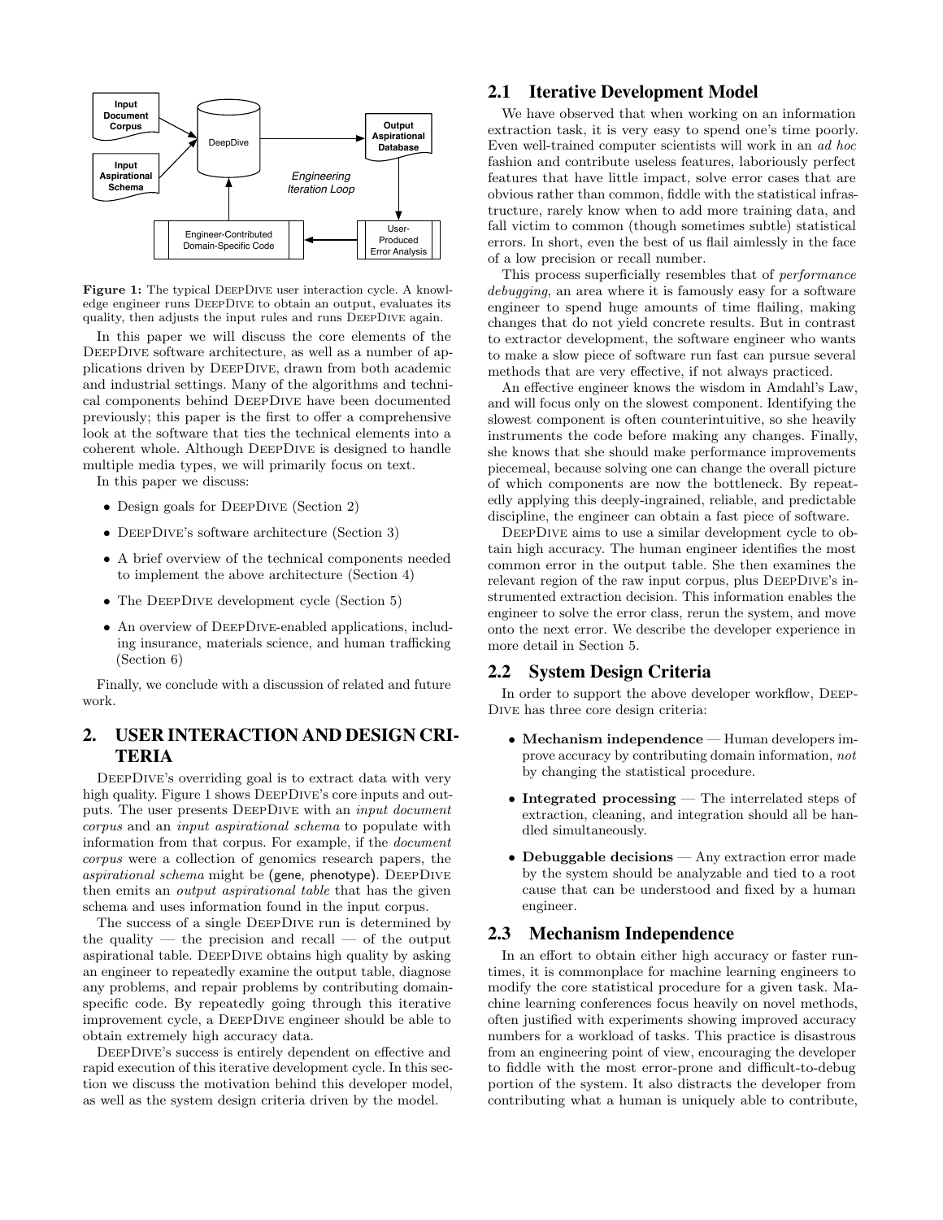Input Document Corpus

Input Aspirational Schema

DeepDive

Output Aspirational Database

Engineering Iteration Loop

Engineer-Contributed Domain-Specific Code

User-Produced Error Analysis

**Figure 1:** The typical DeepDive user interaction cycle. A knowledge engineer runs DeepDive to obtain an output, evaluates its quality, then adjusts the input rules and runs DeepDive again.

In this paper we will discuss the core elements of the DeepDive software architecture, as well as a number of applications driven by DeepDive, drawn from both academic and industrial settings. Many of the algorithms and technical components behind DeepDive have been documented previously; this paper is the first to offer a comprehensive look at the software that ties the technical elements into a coherent whole. Although DeepDive is designed to handle multiple media types, we will primarily focus on text.

In this paper we discuss:

- Design goals for DeepDive (Section 2)
- DeepDive's software architecture (Section 3)
- A brief overview of the technical components needed to implement the above architecture (Section 4)
- The DeepDive development cycle (Section 5)
- An overview of DeepDive-enabled applications, including insurance, materials science, and human trafficking (Section 6)

Finally, we conclude with a discussion of related and future work.

## 2. USER INTERACTION AND DESIGN CRITERIA

DeepDive's overriding goal is to extract data with very high quality. Figure 1 shows DeepDive's core inputs and outputs. The user presents DeepDive with an *input document corpus* and an *input aspirational schema* to populate with information from that corpus. For example, if the *document corpus* were a collection of genomics research papers, the *aspirational schema* might be (gene, phenotype). DeepDive then emits an *output aspirational table* that has the given schema and uses information found in the input corpus.

The success of a single DeepDive run is determined by the quality — the precision and recall — of the output aspirational table. DeepDive obtains high quality by asking an engineer to repeatedly examine the output table, diagnose any problems, and repair problems by contributing domain-specific code. By repeatedly going through this iterative improvement cycle, a DeepDive engineer should be able to obtain extremely high accuracy data.

DeepDive's success is entirely dependent on effective and rapid execution of this iterative development cycle. In this section we discuss the motivation behind this developer model, as well as the system design criteria driven by the model.

### 2.1 Iterative Development Model

We have observed that when working on an information extraction task, it is very easy to spend one's time poorly. Even well-trained computer scientists will work in an *ad hoc* fashion and contribute useless features, laboriously perfect features that have little impact, solve error cases that are obvious rather than common, fiddle with the statistical infrastructure, rarely know when to add more training data, and fall victim to common (though sometimes subtle) statistical errors. In short, even the best of us flail aimlessly in the face of a low precision or recall number.

This process superficially resembles that of *performance debugging*, an area where it is famously easy for a software engineer to spend huge amounts of time flailing, making changes that do not yield concrete results. But in contrast to extractor development, the software engineer who wants to make a slow piece of software run fast can pursue several methods that are very effective, if not always practiced.

An effective engineer knows the wisdom in Amdahl's Law, and will focus only on the slowest component. Identifying the slowest component is often counterintuitive, so she heavily instruments the code before making any changes. Finally, she knows that she should make performance improvements piecemeal, because solving one can change the overall picture of which components are now the bottleneck. By repeatedly applying this deeply-ingrained, reliable, and predictable discipline, the engineer can obtain a fast piece of software.

DeepDive aims to use a similar development cycle to obtain high accuracy. The human engineer identifies the most common error in the output table. She then examines the relevant region of the raw input corpus, plus DeepDive's instrumented extraction decision. This information enables the engineer to solve the error class, rerun the system, and move onto the next error. We describe the developer experience in more detail in Section 5.

### 2.2 System Design Criteria

In order to support the above developer workflow, DeepDive has three core design criteria:

- **Mechanism independence** — Human developers improve accuracy by contributing domain information, *not* by changing the statistical procedure.
- **Integrated processing** — The interrelated steps of extraction, cleaning, and integration should all be handled simultaneously.
- **Debuggable decisions** — Any extraction error made by the system should be analyzable and tied to a root cause that can be understood and fixed by a human engineer.

### 2.3 Mechanism Independence

In an effort to obtain either high accuracy or faster runtimes, it is commonplace for machine learning engineers to modify the core statistical procedure for a given task. Machine learning conferences focus heavily on novel methods, often justified with experiments showing improved accuracy numbers for a workload of tasks. This practice is disastrous from an engineering point of view, encouraging the developer to fiddle with the most error-prone and difficult-to-debug portion of the system. It also distracts the developer from contributing what a human is uniquely able to contribute,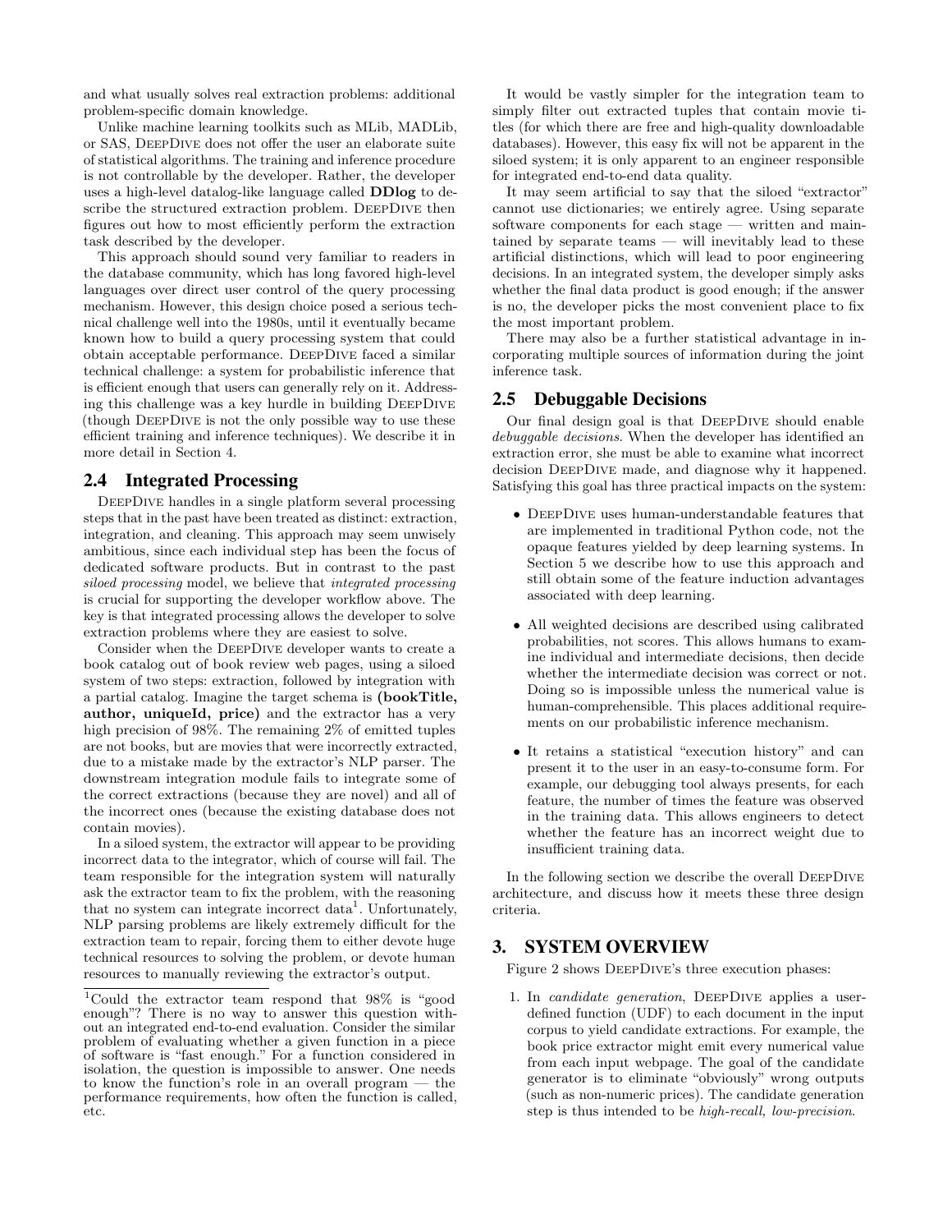and what usually solves real extraction problems: additional problem-specific domain knowledge.

Unlike machine learning toolkits such as MLib, MADLib, or SAS, DeepDive does not offer the user an elaborate suite of statistical algorithms. The training and inference procedure is not controllable by the developer. Rather, the developer uses a high-level datalog-like language called **DDlog** to describe the structured extraction problem. DeepDive then figures out how to most efficiently perform the extraction task described by the developer.

This approach should sound very familiar to readers in the database community, which has long favored high-level languages over direct user control of the query processing mechanism. However, this design choice posed a serious technical challenge well into the 1980s, until it eventually became known how to build a query processing system that could obtain acceptable performance. DeepDive faced a similar technical challenge: a system for probabilistic inference that is efficient enough that users can generally rely on it. Addressing this challenge was a key hurdle in building DeepDive (though DeepDive is not the only possible way to use these efficient training and inference techniques). We describe it in more detail in Section 4.

## 2.4 Integrated Processing

DeepDive handles in a single platform several processing steps that in the past have been treated as distinct: extraction, integration, and cleaning. This approach may seem unwisely ambitious, since each individual step has been the focus of dedicated software products. But in contrast to the past *siloed processing* model, we believe that *integrated processing* is crucial for supporting the developer workflow above. The key is that integrated processing allows the developer to solve extraction problems where they are easiest to solve.

Consider when the DeepDive developer wants to create a book catalog out of book review web pages, using a siloed system of two steps: extraction, followed by integration with a partial catalog. Imagine the target schema is **(bookTitle, author, uniqueId, price)** and the extractor has a very high precision of 98%. The remaining 2% of emitted tuples are not books, but are movies that were incorrectly extracted, due to a mistake made by the extractor's NLP parser. The downstream integration module fails to integrate some of the correct extractions (because they are novel) and all of the incorrect ones (because the existing database does not contain movies).

In a siloed system, the extractor will appear to be providing incorrect data to the integrator, which of course will fail. The team responsible for the integration system will naturally ask the extractor team to fix the problem, with the reasoning that no system can integrate incorrect data[1]. Unfortunately, NLP parsing problems are likely extremely difficult for the extraction team to repair, forcing them to either devote huge technical resources to solving the problem, or devote human resources to manually reviewing the extractor's output.

[1]Could the extractor team respond that 98% is "good enough"? There is no way to answer this question without an integrated end-to-end evaluation. Consider the similar problem of evaluating whether a given function in a piece of software is "fast enough." For a function considered in isolation, the question is impossible to answer. One needs to know the function's role in an overall program — the performance requirements, how often the function is called, etc.

It would be vastly simpler for the integration team to simply filter out extracted tuples that contain movie titles (for which there are free and high-quality downloadable databases). However, this easy fix will not be apparent in the siloed system; it is only apparent to an engineer responsible for integrated end-to-end data quality.

It may seem artificial to say that the siloed "extractor" cannot use dictionaries; we entirely agree. Using separate software components for each stage — written and maintained by separate teams — will inevitably lead to these artificial distinctions, which will lead to poor engineering decisions. In an integrated system, the developer simply asks whether the final data product is good enough; if the answer is no, the developer picks the most convenient place to fix the most important problem.

There may also be a further statistical advantage in incorporating multiple sources of information during the joint inference task.

## 2.5 Debuggable Decisions

Our final design goal is that DeepDive should enable *debuggable decisions*. When the developer has identified an extraction error, she must be able to examine what incorrect decision DeepDive made, and diagnose why it happened. Satisfying this goal has three practical impacts on the system:

- DeepDive uses human-understandable features that are implemented in traditional Python code, not the opaque features yielded by deep learning systems. In Section 5 we describe how to use this approach and still obtain some of the feature induction advantages associated with deep learning.
- All weighted decisions are described using calibrated probabilities, not scores. This allows humans to examine individual and intermediate decisions, then decide whether the intermediate decision was correct or not. Doing so is impossible unless the numerical value is human-comprehensible. This places additional requirements on our probabilistic inference mechanism.
- It retains a statistical "execution history" and can present it to the user in an easy-to-consume form. For example, our debugging tool always presents, for each feature, the number of times the feature was observed in the training data. This allows engineers to detect whether the feature has an incorrect weight due to insufficient training data.

In the following section we describe the overall DeepDive architecture, and discuss how it meets these three design criteria.

# 3. SYSTEM OVERVIEW

Figure 2 shows DeepDive's three execution phases:

1. In *candidate generation*, DeepDive applies a user-defined function (UDF) to each document in the input corpus to yield candidate extractions. For example, the book price extractor might emit every numerical value from each input webpage. The goal of the candidate generator is to eliminate "obviously" wrong outputs (such as non-numeric prices). The candidate generation step is thus intended to be *high-recall, low-precision*.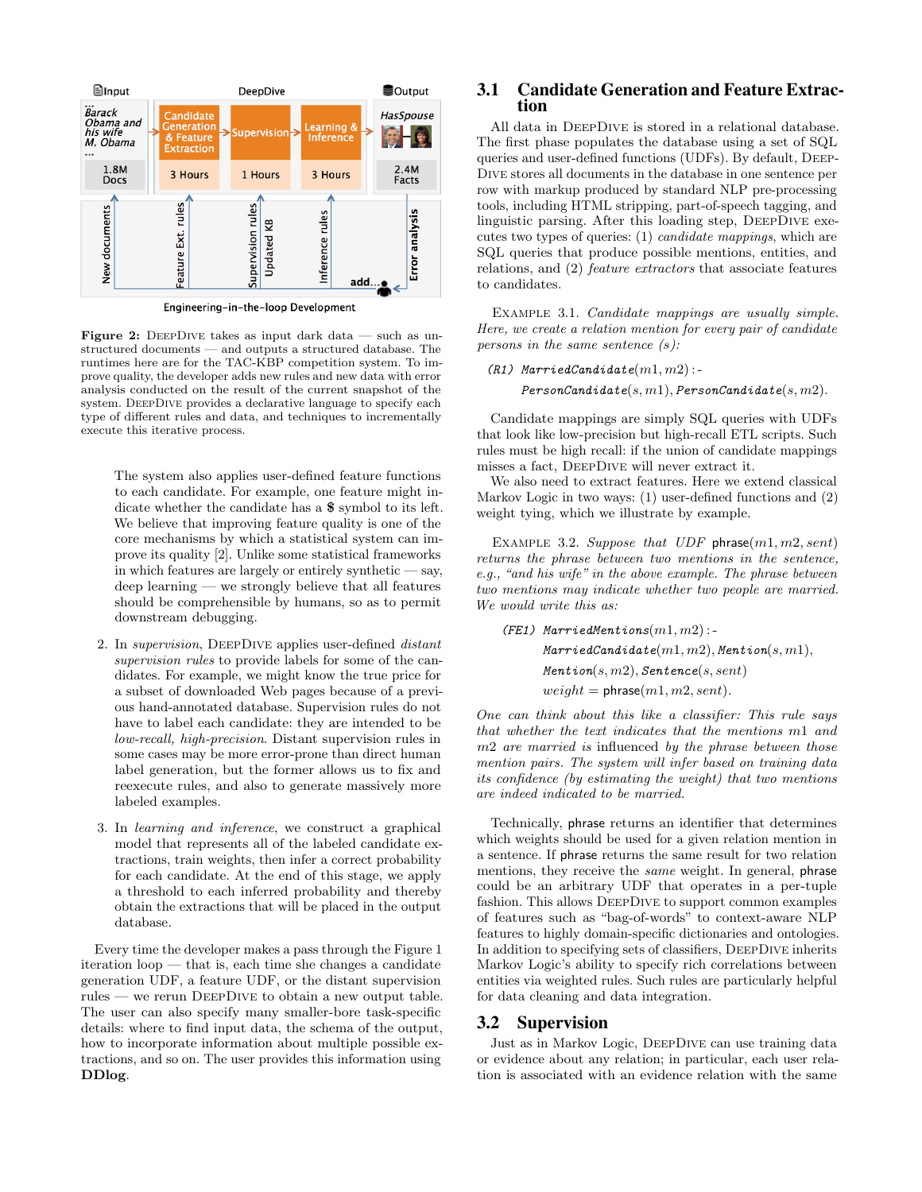**Figure 2:** DeepDive takes as input dark data — such as unstructured documents — and outputs a structured database. The runtimes here are for the TAC-KBP competition system. To improve quality, the developer adds new rules and new data with error analysis conducted on the result of the current snapshot of the system. DeepDive provides a declarative language to specify each type of different rules and data, and techniques to incrementally execute this iterative process.

The system also applies user-defined feature functions to each candidate. For example, one feature might indicate whether the candidate has a **$** symbol to its left. We believe that improving feature quality is one of the core mechanisms by which a statistical system can improve its quality [2]. Unlike some statistical frameworks in which features are largely or entirely synthetic — say, deep learning — we strongly believe that all features should be comprehensible by humans, so as to permit downstream debugging.

2. In *supervision*, DeepDive applies user-defined *distant supervision rules* to provide labels for some of the candidates. For example, we might know the true price for a subset of downloaded Web pages because of a previous hand-annotated database. Supervision rules do not have to label each candidate: they are intended to be *low-recall, high-precision*. Distant supervision rules in some cases may be more error-prone than direct human label generation, but the former allows us to fix and reexecute rules, and also to generate massively more labeled examples.

3. In *learning and inference*, we construct a graphical model that represents all of the labeled candidate extractions, train weights, then infer a correct probability for each candidate. At the end of this stage, we apply a threshold to each inferred probability and thereby obtain the extractions that will be placed in the output database.

Every time the developer makes a pass through the Figure 1 iteration loop — that is, each time she changes a candidate generation UDF, a feature UDF, or the distant supervision rules — we rerun DeepDive to obtain a new output table. The user can also specify many smaller-bore task-specific details: where to find input data, the schema of the output, how to incorporate information about multiple possible extractions, and so on. The user provides this information using **DDlog**.

## 3.1 Candidate Generation and Feature Extraction

All data in DeepDive is stored in a relational database. The first phase populates the database using a set of SQL queries and user-defined functions (UDFs). By default, DeepDive stores all documents in the database in one sentence per row with markup produced by standard NLP pre-processing tools, including HTML stripping, part-of-speech tagging, and linguistic parsing. After this loading step, DeepDive executes two types of queries: (1) *candidate mappings*, which are SQL queries that produce possible mentions, entities, and relations, and (2) *feature extractors* that associate features to candidates.

Example 3.1. *Candidate mappings are usually simple. Here, we create a relation mention for every pair of candidate persons in the same sentence (s):*

$$\textit{(R1)}\ \texttt{MarriedCandidate}(m1, m2) :- \\ \texttt{PersonCandidate}(s, m1), \texttt{PersonCandidate}(s, m2).$$

Candidate mappings are simply SQL queries with UDFs that look like low-precision but high-recall ETL scripts. Such rules must be high recall: if the union of candidate mappings misses a fact, DeepDive will never extract it.

We also need to extract features. Here we extend classical Markov Logic in two ways: (1) user-defined functions and (2) weight tying, which we illustrate by example.

Example 3.2. *Suppose that UDF* phrase$(m1, m2, sent)$ *returns the phrase between two mentions in the sentence, e.g., "and his wife" in the above example. The phrase between two mentions may indicate whether two people are married. We would write this as:*

$$\textit{(FE1)}\ \texttt{MarriedMentions}(m1, m2) :- \\ \texttt{MarriedCandidate}(m1, m2), \texttt{Mention}(s, m1), \\ \texttt{Mention}(s, m2), \texttt{Sentence}(s, sent) \\ weight = \text{phrase}(m1, m2, sent).$$

*One can think about this like a classifier: This rule says that whether the text indicates that the mentions m1 and m2 are married is* influenced *by the phrase between those mention pairs. The system will infer based on training data its confidence (by estimating the weight) that two mentions are indeed indicated to be married.*

Technically, phrase returns an identifier that determines which weights should be used for a given relation mention in a sentence. If phrase returns the same result for two relation mentions, they receive the *same* weight. In general, phrase could be an arbitrary UDF that operates in a per-tuple fashion. This allows DeepDive to support common examples of features such as "bag-of-words" to context-aware NLP features to highly domain-specific dictionaries and ontologies. In addition to specifying sets of classifiers, DeepDive inherits Markov Logic's ability to specify rich correlations between entities via weighted rules. Such rules are particularly helpful for data cleaning and data integration.

## 3.2 Supervision

Just as in Markov Logic, DeepDive can use training data or evidence about any relation; in particular, each user relation is associated with an evidence relation with the same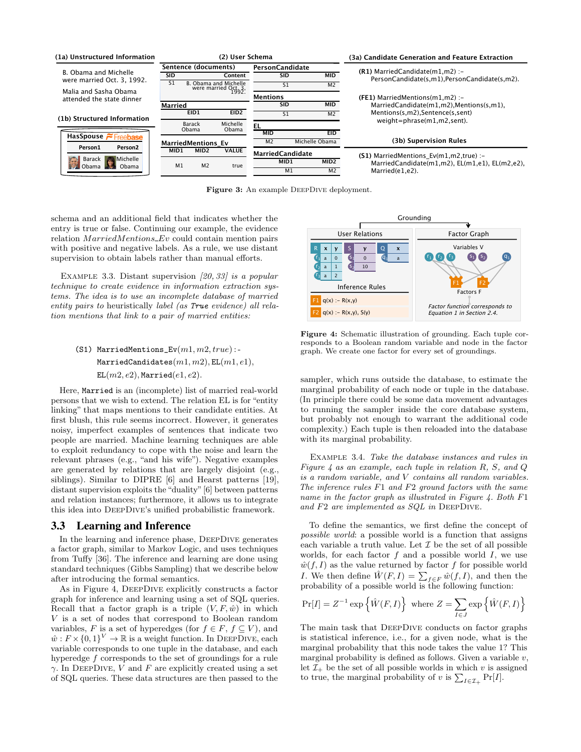**Figure 3:** An example DeepDive deployment.

schema and an additional field that indicates whether the entry is true or false. Continuing our example, the evidence relation *MarriedMentions_Ev* could contain mention pairs with positive and negative labels. As a rule, we use distant supervision to obtain labels rather than manual efforts.

Example 3.3. *Distant supervision [20, 33] is a popular technique to create evidence in information extraction systems. The idea is to use an incomplete database of married entity pairs to heuristically label (as* `True` *evidence) all relation mentions that link to a pair of married entities:*

$$\texttt{(S1) MarriedMentions\_Ev}(m1, m2, true):\!-\ \texttt{MarriedCandidates}(m1, m2), \texttt{EL}(m1, e1), \texttt{EL}(m2, e2), \texttt{Married}(e1, e2).$$

Here, `Married` is an (incomplete) list of married real-world persons that we wish to extend. The relation EL is for "entity linking" that maps mentions to their candidate entities. At first blush, this rule seems incorrect. However, it generates noisy, imperfect examples of sentences that indicate two people are married. Machine learning techniques are able to exploit redundancy to cope with the noise and learn the relevant phrases (e.g., "and his wife"). Negative examples are generated by relations that are largely disjoint (e.g., siblings). Similar to DIPRE [6] and Hearst patterns [19], distant supervision exploits the "duality" [6] between patterns and relation instances; furthermore, it allows us to integrate this idea into DeepDive's unified probabilistic framework.

## 3.3 Learning and Inference

In the learning and inference phase, DeepDive generates a factor graph, similar to Markov Logic, and uses techniques from Tuffy [36]. The inference and learning are done using standard techniques (Gibbs Sampling) that we describe below after introducing the formal semantics.

As in Figure 4, DeepDive explicitly constructs a factor graph for inference and learning using a set of SQL queries. Recall that a factor graph is a triple $(V, F, \hat{w})$ in which $V$ is a set of nodes that correspond to Boolean random variables, $F$ is a set of hyperedges (for $f \in F$, $f \subseteq V$), and $\hat{w} : F \times \{0, 1\}^V \to \mathbb{R}$ is a weight function. In DeepDive, each variable corresponds to one tuple in the database, and each hyperedge $f$ corresponds to the set of groundings for a rule $\gamma$. In DeepDive, $V$ and $F$ are explicitly created using a set of SQL queries. These data structures are then passed to the sampler, which runs outside the database, to estimate the marginal probability of each node or tuple in the database. (In principle there could be some data movement advantages to running the sampler inside the core database system, but probably not enough to warrant the additional code complexity.) Each tuple is then reloaded into the database with its marginal probability.

**Figure 4:** Schematic illustration of grounding. Each tuple corresponds to a Boolean random variable and node in the factor graph. We create one factor for every set of groundings.

Example 3.4. *Take the database instances and rules in Figure 4 as an example, each tuple in relation R, S, and Q is a random variable, and V contains all random variables. The inference rules F1 and F2 ground factors with the same name in the factor graph as illustrated in Figure 4. Both F1 and F2 are implemented as SQL in* DeepDive.

To define the semantics, we first define the concept of *possible world*: a possible world is a function that assigns each variable a truth value. Let $\mathcal{I}$ be the set of all possible worlds, for each factor $f$ and a possible world $I$, we use $\hat{w}(f, I)$ as the value returned by factor $f$ for possible world $I$. We then define $\hat{W}(F, I) = \sum_{f \in F} \hat{w}(f, I)$, and then the probability of a possible world is the following function:

$$\Pr[I] = Z^{-1} \exp\left\{\hat{W}(F, I)\right\} \text{ where } Z = \sum_{I \in J} \exp\left\{\hat{W}(F, I)\right\}$$

The main task that DeepDive conducts on factor graphs is statistical inference, i.e., for a given node, what is the marginal probability that this node takes the value 1? This marginal probability is defined as follows. Given a variable $v$, let $\mathcal{I}_+$ be the set of all possible worlds in which $v$ is assigned to true, the marginal probability of $v$ is $\sum_{I \in \mathcal{I}_+} \Pr[I]$.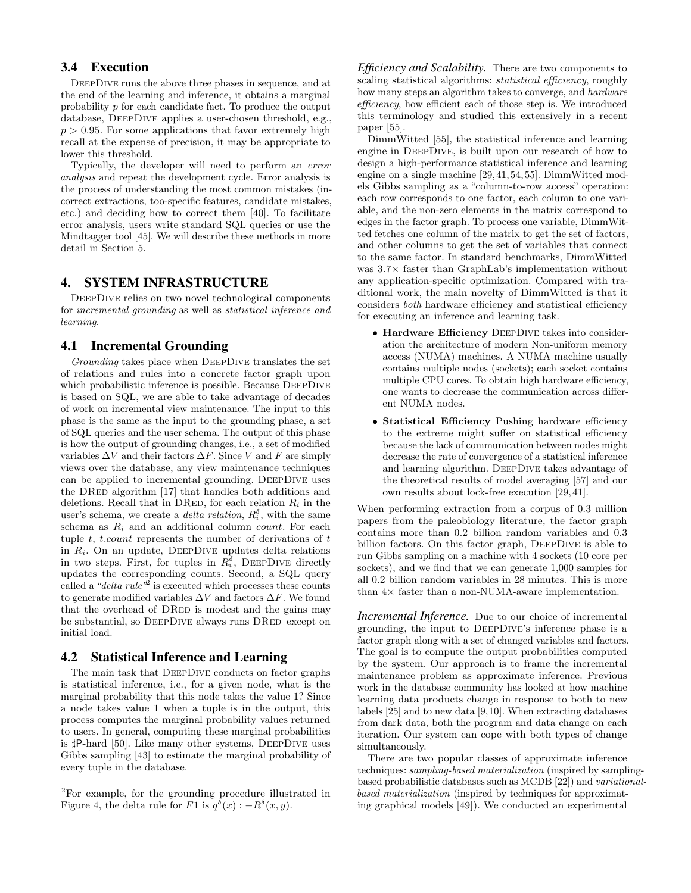### 3.4 Execution

DeepDive runs the above three phases in sequence, and at the end of the learning and inference, it obtains a marginal probability $p$ for each candidate fact. To produce the output database, DeepDive applies a user-chosen threshold, e.g., $p > 0.95$. For some applications that favor extremely high recall at the expense of precision, it may be appropriate to lower this threshold.

Typically, the developer will need to perform an *error analysis* and repeat the development cycle. Error analysis is the process of understanding the most common mistakes (incorrect extractions, too-specific features, candidate mistakes, etc.) and deciding how to correct them [40]. To facilitate error analysis, users write standard SQL queries or use the Mindtagger tool [45]. We will describe these methods in more detail in Section 5.

## 4. SYSTEM INFRASTRUCTURE

DeepDive relies on two novel technological components for *incremental grounding* as well as *statistical inference and learning*.

### 4.1 Incremental Grounding

*Grounding* takes place when DeepDive translates the set of relations and rules into a concrete factor graph upon which probabilistic inference is possible. Because DeepDive is based on SQL, we are able to take advantage of decades of work on incremental view maintenance. The input to this phase is the same as the input to the grounding phase, a set of SQL queries and the user schema. The output of this phase is how the output of grounding changes, i.e., a set of modified variables $\Delta V$ and their factors $\Delta F$. Since $V$ and $F$ are simply views over the database, any view maintenance techniques can be applied to incremental grounding. DeepDive uses the DRed algorithm [17] that handles both additions and deletions. Recall that in DRed, for each relation $R_i$ in the user's schema, we create a *delta relation*, $R_i^{\delta}$, with the same schema as $R_i$ and an additional column *count*. For each tuple $t$, *t.count* represents the number of derivations of $t$ in $R_i$. On an update, DeepDive updates delta relations in two steps. First, for tuples in $R_i^{\delta}$, DeepDive directly updates the corresponding counts. Second, a SQL query called a *"delta rule"*[2] is executed which processes these counts to generate modified variables $\Delta V$ and factors $\Delta F$. We found that the overhead of DRed is modest and the gains may be substantial, so DeepDive always runs DRed–except on initial load.

### 4.2 Statistical Inference and Learning

The main task that DeepDive conducts on factor graphs is statistical inference, i.e., for a given node, what is the marginal probability that this node takes the value 1? Since a node takes value 1 when a tuple is in the output, this process computes the marginal probability values returned to users. In general, computing these marginal probabilities is ♯P-hard [50]. Like many other systems, DeepDive uses Gibbs sampling [43] to estimate the marginal probability of every tuple in the database.

[2]For example, for the grounding procedure illustrated in Figure 4, the delta rule for $F1$ is $q^{\delta}(x) : -R^{\delta}(x, y)$.

***Efficiency and Scalability.*** There are two components to scaling statistical algorithms: *statistical efficiency*, roughly how many steps an algorithm takes to converge, and *hardware efficiency*, how efficient each of those step is. We introduced this terminology and studied this extensively in a recent paper [55].

DimmWitted [55], the statistical inference and learning engine in DeepDive, is built upon our research of how to design a high-performance statistical inference and learning engine on a single machine [29, 41, 54, 55]. DimmWitted models Gibbs sampling as a "column-to-row access" operation: each row corresponds to one factor, each column to one variable, and the non-zero elements in the matrix correspond to edges in the factor graph. To process one variable, DimmWitted fetches one column of the matrix to get the set of factors, and other columns to get the set of variables that connect to the same factor. In standard benchmarks, DimmWitted was 3.7× faster than GraphLab's implementation without any application-specific optimization. Compared with traditional work, the main novelty of DimmWitted is that it considers *both* hardware efficiency and statistical efficiency for executing an inference and learning task.

- **Hardware Efficiency** DeepDive takes into consideration the architecture of modern Non-uniform memory access (NUMA) machines. A NUMA machine usually contains multiple nodes (sockets); each socket contains multiple CPU cores. To obtain high hardware efficiency, one wants to decrease the communication across different NUMA nodes.
- **Statistical Efficiency** Pushing hardware efficiency to the extreme might suffer on statistical efficiency because the lack of communication between nodes might decrease the rate of convergence of a statistical inference and learning algorithm. DeepDive takes advantage of the theoretical results of model averaging [57] and our own results about lock-free execution [29, 41].

When performing extraction from a corpus of 0.3 million papers from the paleobiology literature, the factor graph contains more than 0.2 billion random variables and 0.3 billion factors. On this factor graph, DeepDive is able to run Gibbs sampling on a machine with 4 sockets (10 core per sockets), and we find that we can generate 1,000 samples for all 0.2 billion random variables in 28 minutes. This is more than 4× faster than a non-NUMA-aware implementation.

***Incremental Inference.*** Due to our choice of incremental grounding, the input to DeepDive's inference phase is a factor graph along with a set of changed variables and factors. The goal is to compute the output probabilities computed by the system. Our approach is to frame the incremental maintenance problem as approximate inference. Previous work in the database community has looked at how machine learning data products change in response to both to new labels [25] and to new data [9,10]. When extracting databases from dark data, both the program and data change on each iteration. Our system can cope with both types of change simultaneously.

There are two popular classes of approximate inference techniques: *sampling-based materialization* (inspired by sampling-based probabilistic databases such as MCDB [22]) and *variational-based materialization* (inspired by techniques for approximating graphical models [49]). We conducted an experimental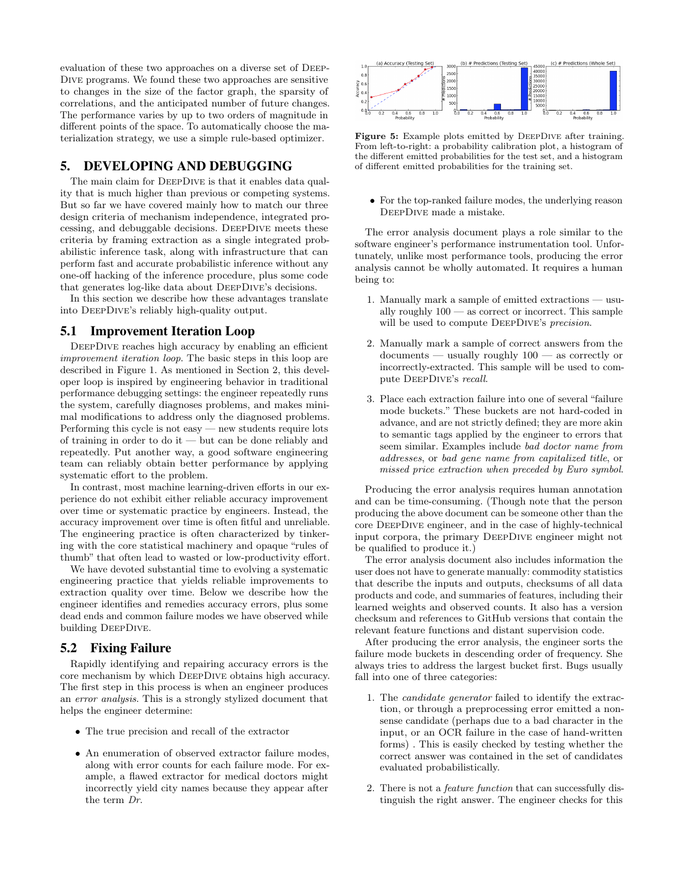evaluation of these two approaches on a diverse set of DeepDive programs. We found these two approaches are sensitive to changes in the size of the factor graph, the sparsity of correlations, and the anticipated number of future changes. The performance varies by up to two orders of magnitude in different points of the space. To automatically choose the materialization strategy, we use a simple rule-based optimizer.

## 5. DEVELOPING AND DEBUGGING

The main claim for DeepDive is that it enables data quality that is much higher than previous or competing systems. But so far we have covered mainly how to match our three design criteria of mechanism independence, integrated processing, and debuggable decisions. DeepDive meets these criteria by framing extraction as a single integrated probabilistic inference task, along with infrastructure that can perform fast and accurate probabilistic inference without any one-off hacking of the inference procedure, plus some code that generates log-like data about DeepDive's decisions.

In this section we describe how these advantages translate into DeepDive's reliably high-quality output.

### 5.1 Improvement Iteration Loop

DeepDive reaches high accuracy by enabling an efficient *improvement iteration loop*. The basic steps in this loop are described in Figure 1. As mentioned in Section 2, this developer loop is inspired by engineering behavior in traditional performance debugging settings: the engineer repeatedly runs the system, carefully diagnoses problems, and makes minimal modifications to address only the diagnosed problems. Performing this cycle is not easy — new students require lots of training in order to do it — but can be done reliably and repeatedly. Put another way, a good software engineering team can reliably obtain better performance by applying systematic effort to the problem.

In contrast, most machine learning-driven efforts in our experience do not exhibit either reliable accuracy improvement over time or systematic practice by engineers. Instead, the accuracy improvement over time is often fitful and unreliable. The engineering practice is often characterized by tinkering with the core statistical machinery and opaque "rules of thumb" that often lead to wasted or low-productivity effort.

We have devoted substantial time to evolving a systematic engineering practice that yields reliable improvements to extraction quality over time. Below we describe how the engineer identifies and remedies accuracy errors, plus some dead ends and common failure modes we have observed while building DeepDive.

### 5.2 Fixing Failure

Rapidly identifying and repairing accuracy errors is the core mechanism by which DeepDive obtains high accuracy. The first step in this process is when an engineer produces an *error analysis*. This is a strongly stylized document that helps the engineer determine:

- The true precision and recall of the extractor
- An enumeration of observed extractor failure modes, along with error counts for each failure mode. For example, a flawed extractor for medical doctors might incorrectly yield city names because they appear after the term *Dr.*

(a) Accuracy (Testing Set)
1.0
0.8
0.6
0.4
0.2
0.0
Accuracy
0.0 0.2 0.4 0.6 0.8 1.0
Probability

(b) # Predictions (Testing Set)
3000
2500
2000
1500
1000
500
0
# Predictions
0.0 0.2 0.4 0.6 0.8 1.0
Probability

(c) # Predictions (Whole Set)
45000
40000
35000
30000
25000
20000
15000
10000
5000
0
# Predictions
0.0 0.2 0.4 0.6 0.8 1.0
Probability

**Figure 5:** Example plots emitted by DeepDive after training. From left-to-right: a probability calibration plot, a histogram of the different emitted probabilities for the test set, and a histogram of different emitted probabilities for the training set.

- For the top-ranked failure modes, the underlying reason DeepDive made a mistake.

The error analysis document plays a role similar to the software engineer's performance instrumentation tool. Unfortunately, unlike most performance tools, producing the error analysis cannot be wholly automated. It requires a human being to:

1. Manually mark a sample of emitted extractions — usually roughly 100 — as correct or incorrect. This sample will be used to compute DeepDive's *precision*.
2. Manually mark a sample of correct answers from the documents — usually roughly 100 — as correctly or incorrectly-extracted. This sample will be used to compute DeepDive's *recall*.
3. Place each extraction failure into one of several "failure mode buckets." These buckets are not hard-coded in advance, and are not strictly defined; they are more akin to semantic tags applied by the engineer to errors that seem similar. Examples include *bad doctor name from addresses*, or *bad gene name from capitalized title*, or *missed price extraction when preceded by Euro symbol*.

Producing the error analysis requires human annotation and can be time-consuming. (Though note that the person producing the above document can be someone other than the core DeepDive engineer, and in the case of highly-technical input corpora, the primary DeepDive engineer might not be qualified to produce it.)

The error analysis document also includes information the user does not have to generate manually: commodity statistics that describe the inputs and outputs, checksums of all data products and code, and summaries of features, including their learned weights and observed counts. It also has a version checksum and references to GitHub versions that contain the relevant feature functions and distant supervision code.

After producing the error analysis, the engineer sorts the failure mode buckets in descending order of frequency. She always tries to address the largest bucket first. Bugs usually fall into one of three categories:

1. The *candidate generator* failed to identify the extraction, or through a preprocessing error emitted a nonsense candidate (perhaps due to a bad character in the input, or an OCR failure in the case of hand-written forms) . This is easily checked by testing whether the correct answer was contained in the set of candidates evaluated probabilistically.
2. There is not a *feature function* that can successfully distinguish the right answer. The engineer checks for this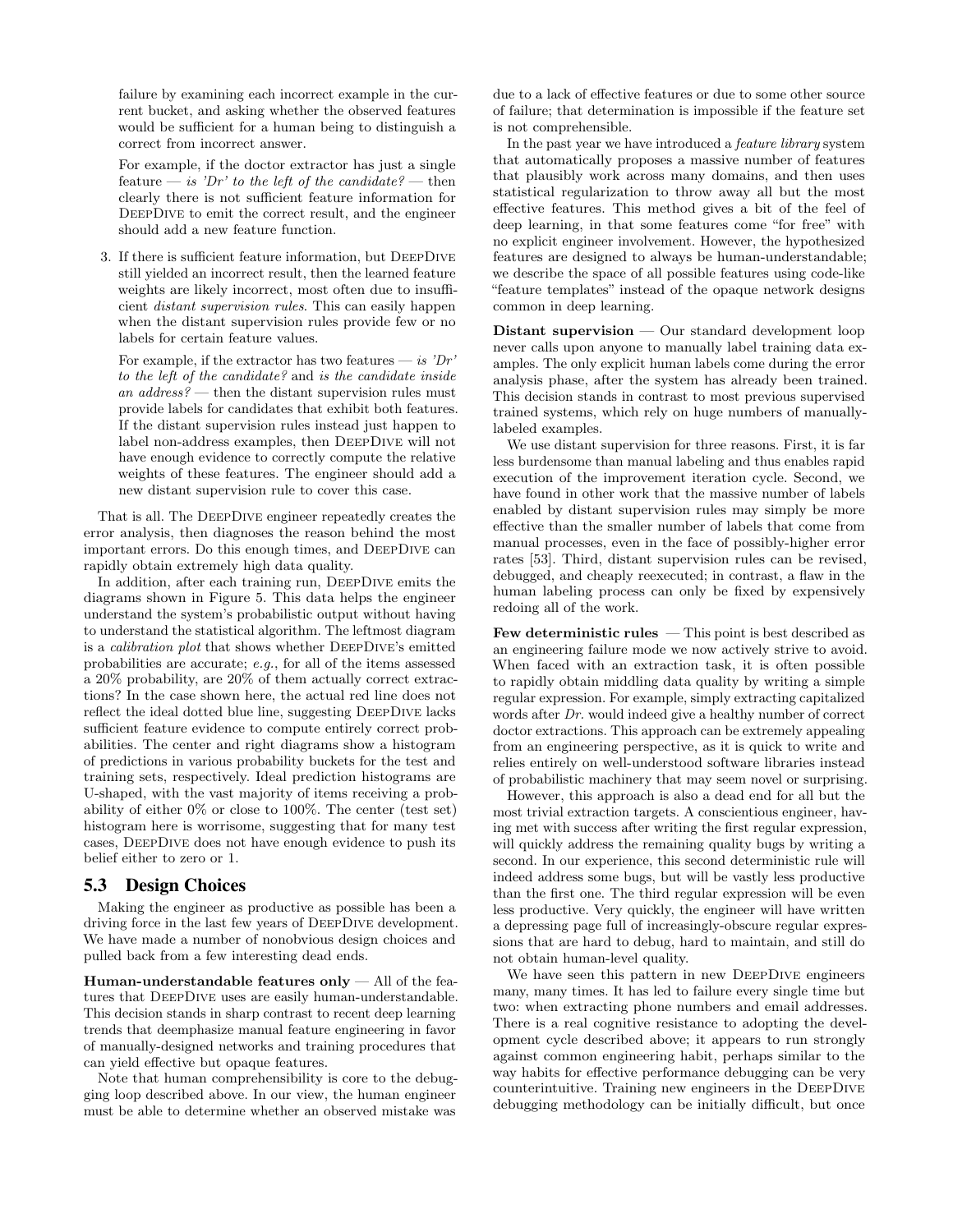failure by examining each incorrect example in the current bucket, and asking whether the observed features would be sufficient for a human being to distinguish a correct from incorrect answer.

   For example, if the doctor extractor has just a single feature — *is 'Dr' to the left of the candidate?* — then clearly there is not sufficient feature information for DeepDive to emit the correct result, and the engineer should add a new feature function.

3. If there is sufficient feature information, but DeepDive still yielded an incorrect result, then the learned feature weights are likely incorrect, most often due to insufficient *distant supervision rules*. This can easily happen when the distant supervision rules provide few or no labels for certain feature values.

   For example, if the extractor has two features — *is 'Dr' to the left of the candidate?* and *is the candidate inside an address?* — then the distant supervision rules must provide labels for candidates that exhibit both features. If the distant supervision rules instead just happen to label non-address examples, then DeepDive will not have enough evidence to correctly compute the relative weights of these features. The engineer should add a new distant supervision rule to cover this case.

That is all. The DeepDive engineer repeatedly creates the error analysis, then diagnoses the reason behind the most important errors. Do this enough times, and DeepDive can rapidly obtain extremely high data quality.

In addition, after each training run, DeepDive emits the diagrams shown in Figure 5. This data helps the engineer understand the system's probabilistic output without having to understand the statistical algorithm. The leftmost diagram is a *calibration plot* that shows whether DeepDive's emitted probabilities are accurate; *e.g.*, for all of the items assessed a 20% probability, are 20% of them actually correct extractions? In the case shown here, the actual red line does not reflect the ideal dotted blue line, suggesting DeepDive lacks sufficient feature evidence to compute entirely correct probabilities. The center and right diagrams show a histogram of predictions in various probability buckets for the test and training sets, respectively. Ideal prediction histograms are U-shaped, with the vast majority of items receiving a probability of either 0% or close to 100%. The center (test set) histogram here is worrisome, suggesting that for many test cases, DeepDive does not have enough evidence to push its belief either to zero or 1.

## 5.3 Design Choices

Making the engineer as productive as possible has been a driving force in the last few years of DeepDive development. We have made a number of nonobvious design choices and pulled back from a few interesting dead ends.

**Human-understandable features only** — All of the features that DeepDive uses are easily human-understandable. This decision stands in sharp contrast to recent deep learning trends that deemphasize manual feature engineering in favor of manually-designed networks and training procedures that can yield effective but opaque features.

Note that human comprehensibility is core to the debugging loop described above. In our view, the human engineer must be able to determine whether an observed mistake was due to a lack of effective features or due to some other source of failure; that determination is impossible if the feature set is not comprehensible.

In the past year we have introduced a *feature library* system that automatically proposes a massive number of features that plausibly work across many domains, and then uses statistical regularization to throw away all but the most effective features. This method gives a bit of the feel of deep learning, in that some features come "for free" with no explicit engineer involvement. However, the hypothesized features are designed to always be human-understandable; we describe the space of all possible features using code-like "feature templates" instead of the opaque network designs common in deep learning.

**Distant supervision** — Our standard development loop never calls upon anyone to manually label training data examples. The only explicit human labels come during the error analysis phase, after the system has already been trained. This decision stands in contrast to most previous supervised trained systems, which rely on huge numbers of manually-labeled examples.

We use distant supervision for three reasons. First, it is far less burdensome than manual labeling and thus enables rapid execution of the improvement iteration cycle. Second, we have found in other work that the massive number of labels enabled by distant supervision rules may simply be more effective than the smaller number of labels that come from manual processes, even in the face of possibly-higher error rates [53]. Third, distant supervision rules can be revised, debugged, and cheaply reexecuted; in contrast, a flaw in the human labeling process can only be fixed by expensively redoing all of the work.

**Few deterministic rules** — This point is best described as an engineering failure mode we now actively strive to avoid. When faced with an extraction task, it is often possible to rapidly obtain middling data quality by writing a simple regular expression. For example, simply extracting capitalized words after *Dr.* would indeed give a healthy number of correct doctor extractions. This approach can be extremely appealing from an engineering perspective, as it is quick to write and relies entirely on well-understood software libraries instead of probabilistic machinery that may seem novel or surprising.

However, this approach is also a dead end for all but the most trivial extraction targets. A conscientious engineer, having met with success after writing the first regular expression, will quickly address the remaining quality bugs by writing a second. In our experience, this second deterministic rule will indeed address some bugs, but will be vastly less productive than the first one. The third regular expression will be even less productive. Very quickly, the engineer will have written a depressing page full of increasingly-obscure regular expressions that are hard to debug, hard to maintain, and still do not obtain human-level quality.

We have seen this pattern in new DeepDive engineers many, many times. It has led to failure every single time but two: when extracting phone numbers and email addresses. There is a real cognitive resistance to adopting the development cycle described above; it appears to run strongly against common engineering habit, perhaps similar to the way habits for effective performance debugging can be very counterintuitive. Training new engineers in the DeepDive debugging methodology can be initially difficult, but once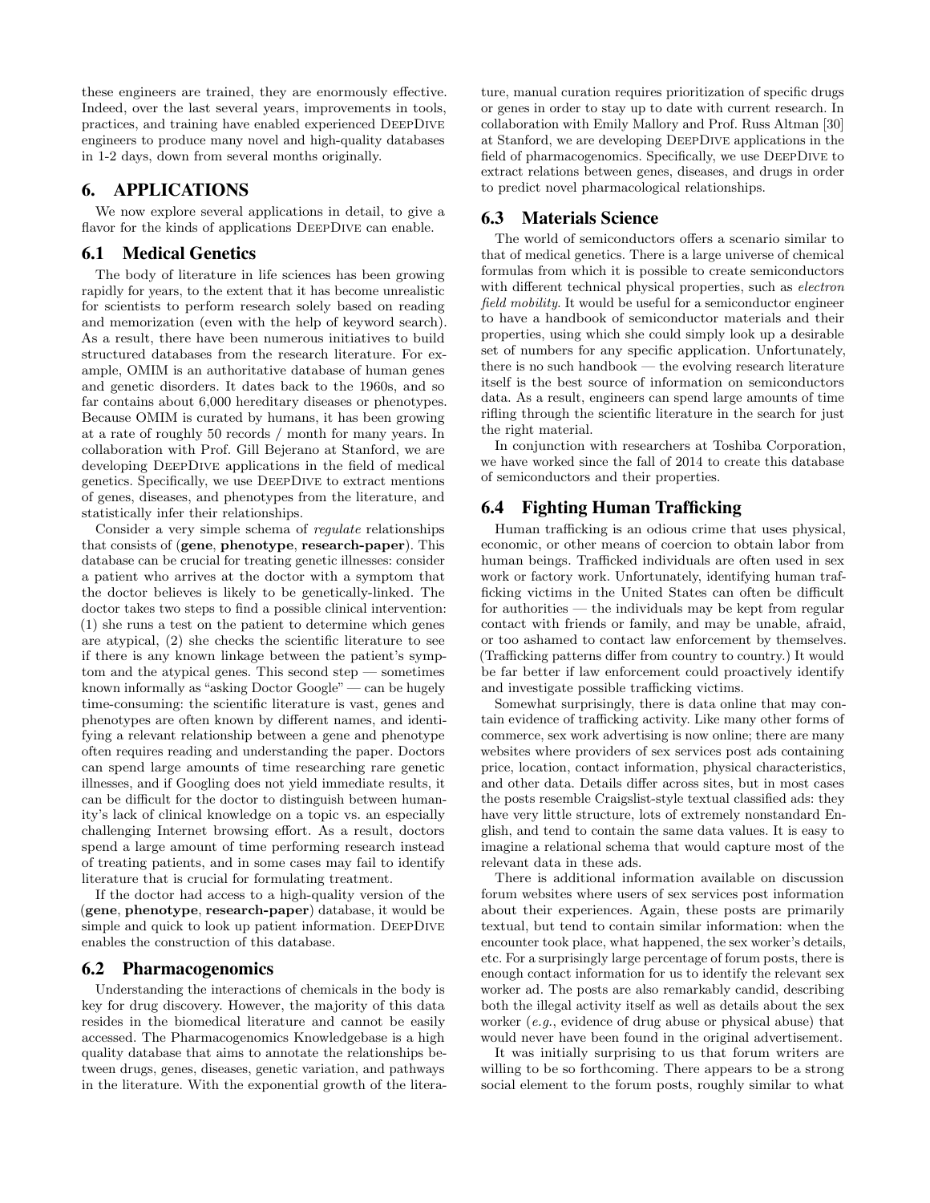these engineers are trained, they are enormously effective. Indeed, over the last several years, improvements in tools, practices, and training have enabled experienced DeepDive engineers to produce many novel and high-quality databases in 1-2 days, down from several months originally.

## 6. APPLICATIONS

We now explore several applications in detail, to give a flavor for the kinds of applications DeepDive can enable.

### 6.1 Medical Genetics

The body of literature in life sciences has been growing rapidly for years, to the extent that it has become unrealistic for scientists to perform research solely based on reading and memorization (even with the help of keyword search). As a result, there have been numerous initiatives to build structured databases from the research literature. For example, OMIM is an authoritative database of human genes and genetic disorders. It dates back to the 1960s, and so far contains about 6,000 hereditary diseases or phenotypes. Because OMIM is curated by humans, it has been growing at a rate of roughly 50 records / month for many years. In collaboration with Prof. Gill Bejerano at Stanford, we are developing DeepDive applications in the field of medical genetics. Specifically, we use DeepDive to extract mentions of genes, diseases, and phenotypes from the literature, and statistically infer their relationships.

Consider a very simple schema of *regulate* relationships that consists of (**gene**, **phenotype**, **research-paper**). This database can be crucial for treating genetic illnesses: consider a patient who arrives at the doctor with a symptom that the doctor believes is likely to be genetically-linked. The doctor takes two steps to find a possible clinical intervention: (1) she runs a test on the patient to determine which genes are atypical, (2) she checks the scientific literature to see if there is any known linkage between the patient's symptom and the atypical genes. This second step — sometimes known informally as "asking Doctor Google" — can be hugely time-consuming: the scientific literature is vast, genes and phenotypes are often known by different names, and identifying a relevant relationship between a gene and phenotype often requires reading and understanding the paper. Doctors can spend large amounts of time researching rare genetic illnesses, and if Googling does not yield immediate results, it can be difficult for the doctor to distinguish between humanity's lack of clinical knowledge on a topic vs. an especially challenging Internet browsing effort. As a result, doctors spend a large amount of time performing research instead of treating patients, and in some cases may fail to identify literature that is crucial for formulating treatment.

If the doctor had access to a high-quality version of the (**gene**, **phenotype**, **research-paper**) database, it would be simple and quick to look up patient information. DeepDive enables the construction of this database.

### 6.2 Pharmacogenomics

Understanding the interactions of chemicals in the body is key for drug discovery. However, the majority of this data resides in the biomedical literature and cannot be easily accessed. The Pharmacogenomics Knowledgebase is a high quality database that aims to annotate the relationships between drugs, genes, diseases, genetic variation, and pathways in the literature. With the exponential growth of the literature, manual curation requires prioritization of specific drugs or genes in order to stay up to date with current research. In collaboration with Emily Mallory and Prof. Russ Altman [30] at Stanford, we are developing DeepDive applications in the field of pharmacogenomics. Specifically, we use DeepDive to extract relations between genes, diseases, and drugs in order to predict novel pharmacological relationships.

### 6.3 Materials Science

The world of semiconductors offers a scenario similar to that of medical genetics. There is a large universe of chemical formulas from which it is possible to create semiconductors with different technical physical properties, such as *electron field mobility*. It would be useful for a semiconductor engineer to have a handbook of semiconductor materials and their properties, using which she could simply look up a desirable set of numbers for any specific application. Unfortunately, there is no such handbook — the evolving research literature itself is the best source of information on semiconductors data. As a result, engineers can spend large amounts of time rifling through the scientific literature in the search for just the right material.

In conjunction with researchers at Toshiba Corporation, we have worked since the fall of 2014 to create this database of semiconductors and their properties.

### 6.4 Fighting Human Trafficking

Human trafficking is an odious crime that uses physical, economic, or other means of coercion to obtain labor from human beings. Trafficked individuals are often used in sex work or factory work. Unfortunately, identifying human trafficking victims in the United States can often be difficult for authorities — the individuals may be kept from regular contact with friends or family, and may be unable, afraid, or too ashamed to contact law enforcement by themselves. (Trafficking patterns differ from country to country.) It would be far better if law enforcement could proactively identify and investigate possible trafficking victims.

Somewhat surprisingly, there is data online that may contain evidence of trafficking activity. Like many other forms of commerce, sex work advertising is now online; there are many websites where providers of sex services post ads containing price, location, contact information, physical characteristics, and other data. Details differ across sites, but in most cases the posts resemble Craigslist-style textual classified ads: they have very little structure, lots of extremely nonstandard English, and tend to contain the same data values. It is easy to imagine a relational schema that would capture most of the relevant data in these ads.

There is additional information available on discussion forum websites where users of sex services post information about their experiences. Again, these posts are primarily textual, but tend to contain similar information: when the encounter took place, what happened, the sex worker's details, etc. For a surprisingly large percentage of forum posts, there is enough contact information for us to identify the relevant sex worker ad. The posts are also remarkably candid, describing both the illegal activity itself as well as details about the sex worker (*e.g.*, evidence of drug abuse or physical abuse) that would never have been found in the original advertisement.

It was initially surprising to us that forum writers are willing to be so forthcoming. There appears to be a strong social element to the forum posts, roughly similar to what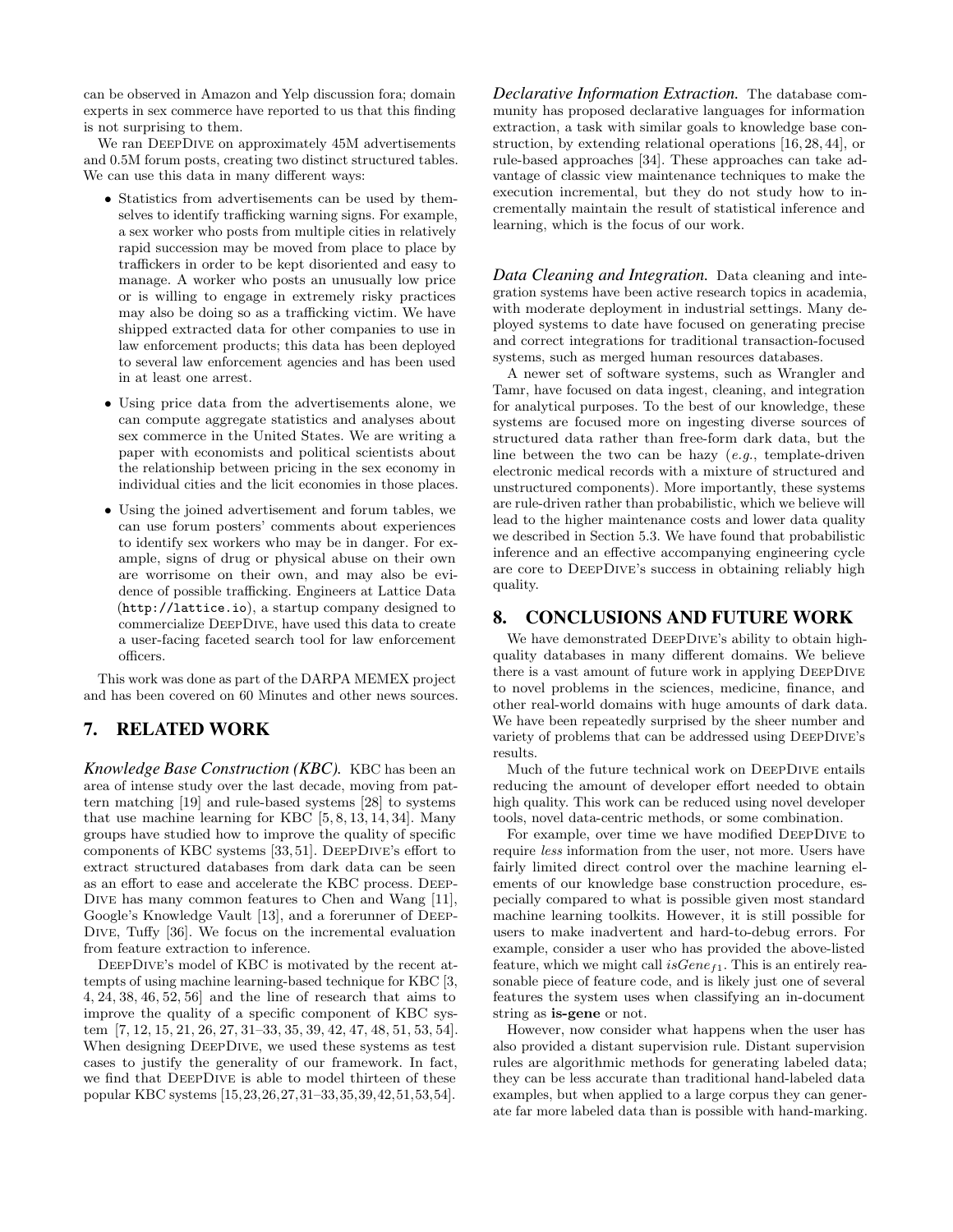can be observed in Amazon and Yelp discussion fora; domain experts in sex commerce have reported to us that this finding is not surprising to them.

We ran DeepDive on approximately 45M advertisements and 0.5M forum posts, creating two distinct structured tables. We can use this data in many different ways:

- Statistics from advertisements can be used by themselves to identify trafficking warning signs. For example, a sex worker who posts from multiple cities in relatively rapid succession may be moved from place to place by traffickers in order to be kept disoriented and easy to manage. A worker who posts an unusually low price or is willing to engage in extremely risky practices may also be doing so as a trafficking victim. We have shipped extracted data for other companies to use in law enforcement products; this data has been deployed to several law enforcement agencies and has been used in at least one arrest.
- Using price data from the advertisements alone, we can compute aggregate statistics and analyses about sex commerce in the United States. We are writing a paper with economists and political scientists about the relationship between pricing in the sex economy in individual cities and the licit economies in those places.
- Using the joined advertisement and forum tables, we can use forum posters' comments about experiences to identify sex workers who may be in danger. For example, signs of drug or physical abuse on their own are worrisome on their own, and may also be evidence of possible trafficking. Engineers at Lattice Data (`http://lattice.io`), a startup company designed to commercialize DeepDive, have used this data to create a user-facing faceted search tool for law enforcement officers.

This work was done as part of the DARPA MEMEX project and has been covered on 60 Minutes and other news sources.

## 7. RELATED WORK

***Knowledge Base Construction (KBC).*** KBC has been an area of intense study over the last decade, moving from pattern matching [19] and rule-based systems [28] to systems that use machine learning for KBC [5, 8, 13, 14, 34]. Many groups have studied how to improve the quality of specific components of KBC systems [33, 51]. DeepDive's effort to extract structured databases from dark data can be seen as an effort to ease and accelerate the KBC process. DeepDive has many common features to Chen and Wang [11], Google's Knowledge Vault [13], and a forerunner of DeepDive, Tuffy [36]. We focus on the incremental evaluation from feature extraction to inference.

DeepDive's model of KBC is motivated by the recent attempts of using machine learning-based technique for KBC [3, 4, 24, 38, 46, 52, 56] and the line of research that aims to improve the quality of a specific component of KBC system [7, 12, 15, 21, 26, 27, 31–33, 35, 39, 42, 47, 48, 51, 53, 54]. When designing DeepDive, we used these systems as test cases to justify the generality of our framework. In fact, we find that DeepDive is able to model thirteen of these popular KBC systems [15,23,26,27,31–33,35,39,42,51,53,54].

***Declarative Information Extraction.*** The database community has proposed declarative languages for information extraction, a task with similar goals to knowledge base construction, by extending relational operations [16, 28, 44], or rule-based approaches [34]. These approaches can take advantage of classic view maintenance techniques to make the execution incremental, but they do not study how to incrementally maintain the result of statistical inference and learning, which is the focus of our work.

***Data Cleaning and Integration.*** Data cleaning and integration systems have been active research topics in academia, with moderate deployment in industrial settings. Many deployed systems to date have focused on generating precise and correct integrations for traditional transaction-focused systems, such as merged human resources databases.

A newer set of software systems, such as Wrangler and Tamr, have focused on data ingest, cleaning, and integration for analytical purposes. To the best of our knowledge, these systems are focused more on ingesting diverse sources of structured data rather than free-form dark data, but the line between the two can be hazy (*e.g.*, template-driven electronic medical records with a mixture of structured and unstructured components). More importantly, these systems are rule-driven rather than probabilistic, which we believe will lead to the higher maintenance costs and lower data quality we described in Section 5.3. We have found that probabilistic inference and an effective accompanying engineering cycle are core to DeepDive's success in obtaining reliably high quality.

## 8. CONCLUSIONS AND FUTURE WORK

We have demonstrated DeepDive's ability to obtain high-quality databases in many different domains. We believe there is a vast amount of future work in applying DeepDive to novel problems in the sciences, medicine, finance, and other real-world domains with huge amounts of dark data. We have been repeatedly surprised by the sheer number and variety of problems that can be addressed using DeepDive's results.

Much of the future technical work on DeepDive entails reducing the amount of developer effort needed to obtain high quality. This work can be reduced using novel developer tools, novel data-centric methods, or some combination.

For example, over time we have modified DeepDive to require *less* information from the user, not more. Users have fairly limited direct control over the machine learning elements of our knowledge base construction procedure, especially compared to what is possible given most standard machine learning toolkits. However, it is still possible for users to make inadvertent and hard-to-debug errors. For example, consider a user who has provided the above-listed feature, which we might call $isGene_{f1}$. This is an entirely reasonable piece of feature code, and is likely just one of several features the system uses when classifying an in-document string as **is-gene** or not.

However, now consider what happens when the user has also provided a distant supervision rule. Distant supervision rules are algorithmic methods for generating labeled data; they can be less accurate than traditional hand-labeled data examples, but when applied to a large corpus they can generate far more labeled data than is possible with hand-marking.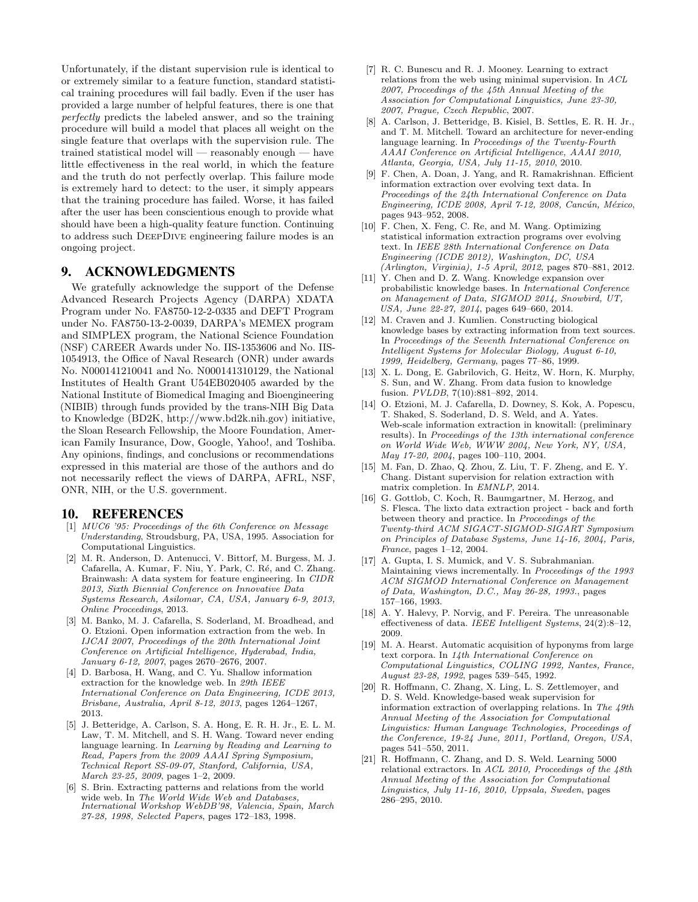Unfortunately, if the distant supervision rule is identical to or extremely similar to a feature function, standard statistical training procedures will fail badly. Even if the user has provided a large number of helpful features, there is one that *perfectly* predicts the labeled answer, and so the training procedure will build a model that places all weight on the single feature that overlaps with the supervision rule. The trained statistical model will — reasonably enough — have little effectiveness in the real world, in which the feature and the truth do not perfectly overlap. This failure mode is extremely hard to detect: to the user, it simply appears that the training procedure has failed. Worse, it has failed after the user has been conscientious enough to provide what should have been a high-quality feature function. Continuing to address such DeepDive engineering failure modes is an ongoing project.

## 9. ACKNOWLEDGMENTS

We gratefully acknowledge the support of the Defense Advanced Research Projects Agency (DARPA) XDATA Program under No. FA8750-12-2-0335 and DEFT Program under No. FA8750-13-2-0039, DARPA's MEMEX program and SIMPLEX program, the National Science Foundation (NSF) CAREER Awards under No. IIS-1353606 and No. IIS-1054913, the Office of Naval Research (ONR) under awards No. N000141210041 and No. N000141310129, the National Institutes of Health Grant U54EB020405 awarded by the National Institute of Biomedical Imaging and Bioengineering (NIBIB) through funds provided by the trans-NIH Big Data to Knowledge (BD2K, http://www.bd2k.nih.gov) initiative, the Sloan Research Fellowship, the Moore Foundation, American Family Insurance, Dow, Google, Yahoo!, and Toshiba. Any opinions, findings, and conclusions or recommendations expressed in this material are those of the authors and do not necessarily reflect the views of DARPA, AFRL, NSF, ONR, NIH, or the U.S. government.

## 10. REFERENCES

[1] *MUC6 '95: Proceedings of the 6th Conference on Message Understanding*, Stroudsburg, PA, USA, 1995. Association for Computational Linguistics.

[2] M. R. Anderson, D. Antenucci, V. Bittorf, M. Burgess, M. J. Cafarella, A. Kumar, F. Niu, Y. Park, C. Ré, and C. Zhang. Brainwash: A data system for feature engineering. In *CIDR 2013, Sixth Biennial Conference on Innovative Data Systems Research, Asilomar, CA, USA, January 6-9, 2013, Online Proceedings*, 2013.

[3] M. Banko, M. J. Cafarella, S. Soderland, M. Broadhead, and O. Etzioni. Open information extraction from the web. In *IJCAI 2007, Proceedings of the 20th International Joint Conference on Artificial Intelligence, Hyderabad, India, January 6-12, 2007*, pages 2670–2676, 2007.

[4] D. Barbosa, H. Wang, and C. Yu. Shallow information extraction for the knowledge web. In *29th IEEE International Conference on Data Engineering, ICDE 2013, Brisbane, Australia, April 8-12, 2013*, pages 1264–1267, 2013.

[5] J. Betteridge, A. Carlson, S. A. Hong, E. R. H. Jr., E. L. M. Law, T. M. Mitchell, and S. H. Wang. Toward never ending language learning. In *Learning by Reading and Learning to Read, Papers from the 2009 AAAI Spring Symposium, Technical Report SS-09-07, Stanford, California, USA, March 23-25, 2009*, pages 1–2, 2009.

[6] S. Brin. Extracting patterns and relations from the world wide web. In *The World Wide Web and Databases, International Workshop WebDB'98, Valencia, Spain, March 27-28, 1998, Selected Papers*, pages 172–183, 1998.

[7] R. C. Bunescu and R. J. Mooney. Learning to extract relations from the web using minimal supervision. In *ACL 2007, Proceedings of the 45th Annual Meeting of the Association for Computational Linguistics, June 23-30, 2007, Prague, Czech Republic*, 2007.

[8] A. Carlson, J. Betteridge, B. Kisiel, B. Settles, E. R. H. Jr., and T. M. Mitchell. Toward an architecture for never-ending language learning. In *Proceedings of the Twenty-Fourth AAAI Conference on Artificial Intelligence, AAAI 2010, Atlanta, Georgia, USA, July 11-15, 2010*, 2010.

[9] F. Chen, A. Doan, J. Yang, and R. Ramakrishnan. Efficient information extraction over evolving text data. In *Proceedings of the 24th International Conference on Data Engineering, ICDE 2008, April 7-12, 2008, Cancún, México*, pages 943–952, 2008.

[10] F. Chen, X. Feng, C. Re, and M. Wang. Optimizing statistical information extraction programs over evolving text. In *IEEE 28th International Conference on Data Engineering (ICDE 2012), Washington, DC, USA (Arlington, Virginia), 1-5 April, 2012*, pages 870–881, 2012.

[11] Y. Chen and D. Z. Wang. Knowledge expansion over probabilistic knowledge bases. In *International Conference on Management of Data, SIGMOD 2014, Snowbird, UT, USA, June 22-27, 2014*, pages 649–660, 2014.

[12] M. Craven and J. Kumlien. Constructing biological knowledge bases by extracting information from text sources. In *Proceedings of the Seventh International Conference on Intelligent Systems for Molecular Biology, August 6-10, 1999, Heidelberg, Germany*, pages 77–86, 1999.

[13] X. L. Dong, E. Gabrilovich, G. Heitz, W. Horn, K. Murphy, S. Sun, and W. Zhang. From data fusion to knowledge fusion. *PVLDB*, 7(10):881–892, 2014.

[14] O. Etzioni, M. J. Cafarella, D. Downey, S. Kok, A. Popescu, T. Shaked, S. Soderland, D. S. Weld, and A. Yates. Web-scale information extraction in knowitall: (preliminary results). In *Proceedings of the 13th international conference on World Wide Web, WWW 2004, New York, NY, USA, May 17-20, 2004*, pages 100–110, 2004.

[15] M. Fan, D. Zhao, Q. Zhou, Z. Liu, T. F. Zheng, and E. Y. Chang. Distant supervision for relation extraction with matrix completion. In *EMNLP*, 2014.

[16] G. Gottlob, C. Koch, R. Baumgartner, M. Herzog, and S. Flesca. The lixto data extraction project - back and forth between theory and practice. In *Proceedings of the Twenty-third ACM SIGACT-SIGMOD-SIGART Symposium on Principles of Database Systems, June 14-16, 2004, Paris, France*, pages 1–12, 2004.

[17] A. Gupta, I. S. Mumick, and V. S. Subrahmanian. Maintaining views incrementally. In *Proceedings of the 1993 ACM SIGMOD International Conference on Management of Data, Washington, D.C., May 26-28, 1993.*, pages 157–166, 1993.

[18] A. Y. Halevy, P. Norvig, and F. Pereira. The unreasonable effectiveness of data. *IEEE Intelligent Systems*, 24(2):8–12, 2009.

[19] M. A. Hearst. Automatic acquisition of hyponyms from large text corpora. In *14th International Conference on Computational Linguistics, COLING 1992, Nantes, France, August 23-28, 1992*, pages 539–545, 1992.

[20] R. Hoffmann, C. Zhang, X. Ling, L. S. Zettlemoyer, and D. S. Weld. Knowledge-based weak supervision for information extraction of overlapping relations. In *The 49th Annual Meeting of the Association for Computational Linguistics: Human Language Technologies, Proceedings of the Conference, 19-24 June, 2011, Portland, Oregon, USA*, pages 541–550, 2011.

[21] R. Hoffmann, C. Zhang, and D. S. Weld. Learning 5000 relational extractors. In *ACL 2010, Proceedings of the 48th Annual Meeting of the Association for Computational Linguistics, July 11-16, 2010, Uppsala, Sweden*, pages 286–295, 2010.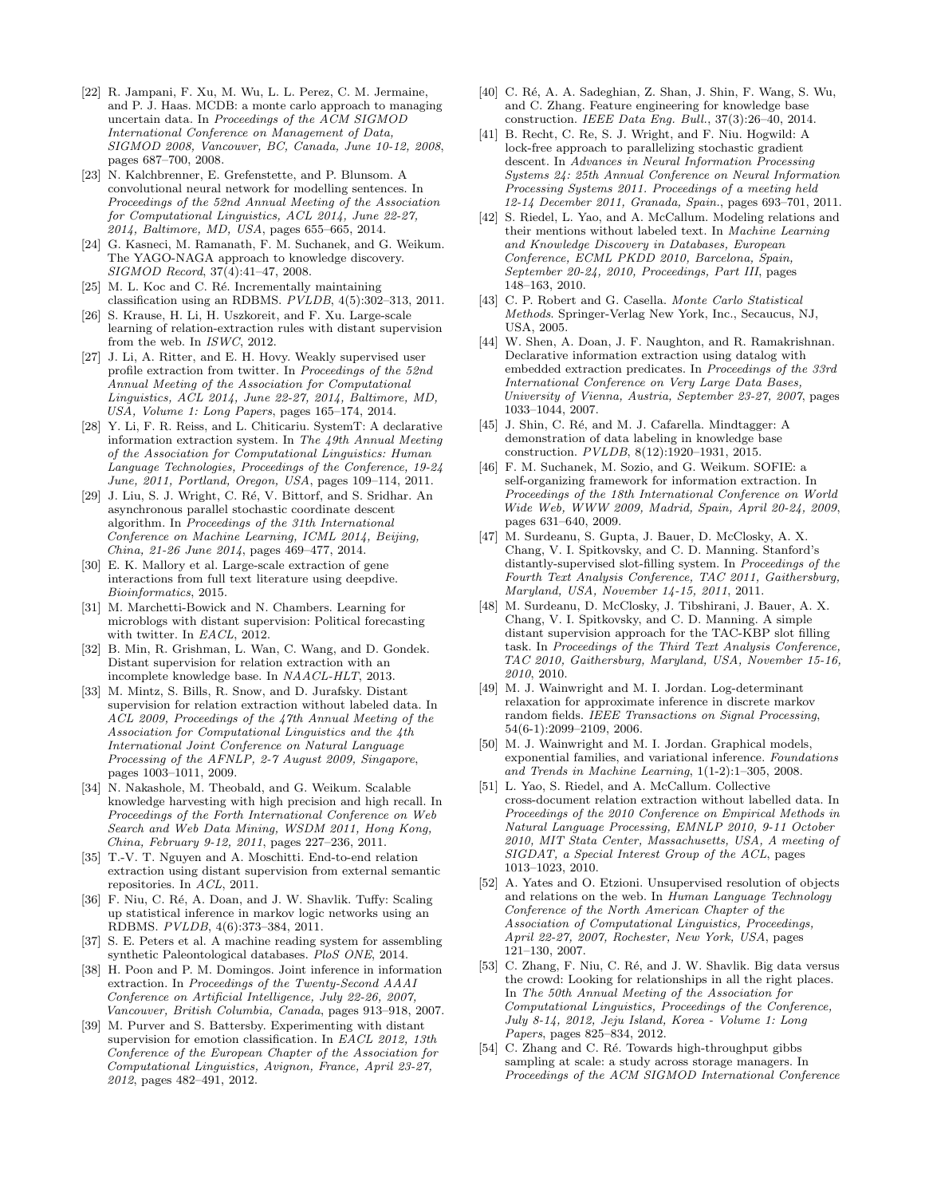[22] R. Jampani, F. Xu, M. Wu, L. L. Perez, C. M. Jermaine, and P. J. Haas. MCDB: a monte carlo approach to managing uncertain data. In *Proceedings of the ACM SIGMOD International Conference on Management of Data, SIGMOD 2008, Vancouver, BC, Canada, June 10-12, 2008*, pages 687–700, 2008.

[23] N. Kalchbrenner, E. Grefenstette, and P. Blunsom. A convolutional neural network for modelling sentences. In *Proceedings of the 52nd Annual Meeting of the Association for Computational Linguistics, ACL 2014, June 22-27, 2014, Baltimore, MD, USA*, pages 655–665, 2014.

[24] G. Kasneci, M. Ramanath, F. M. Suchanek, and G. Weikum. The YAGO-NAGA approach to knowledge discovery. *SIGMOD Record*, 37(4):41–47, 2008.

[25] M. L. Koc and C. Ré. Incrementally maintaining classification using an RDBMS. *PVLDB*, 4(5):302–313, 2011.

[26] S. Krause, H. Li, H. Uszkoreit, and F. Xu. Large-scale learning of relation-extraction rules with distant supervision from the web. In *ISWC*, 2012.

[27] J. Li, A. Ritter, and E. H. Hovy. Weakly supervised user profile extraction from twitter. In *Proceedings of the 52nd Annual Meeting of the Association for Computational Linguistics, ACL 2014, June 22-27, 2014, Baltimore, MD, USA, Volume 1: Long Papers*, pages 165–174, 2014.

[28] Y. Li, F. R. Reiss, and L. Chiticariu. SystemT: A declarative information extraction system. In *The 49th Annual Meeting of the Association for Computational Linguistics: Human Language Technologies, Proceedings of the Conference, 19-24 June, 2011, Portland, Oregon, USA*, pages 109–114, 2011.

[29] J. Liu, S. J. Wright, C. Ré, V. Bittorf, and S. Sridhar. An asynchronous parallel stochastic coordinate descent algorithm. In *Proceedings of the 31th International Conference on Machine Learning, ICML 2014, Beijing, China, 21-26 June 2014*, pages 469–477, 2014.

[30] E. K. Mallory et al. Large-scale extraction of gene interactions from full text literature using deepdive. *Bioinformatics*, 2015.

[31] M. Marchetti-Bowick and N. Chambers. Learning for microblogs with distant supervision: Political forecasting with twitter. In *EACL*, 2012.

[32] B. Min, R. Grishman, L. Wan, C. Wang, and D. Gondek. Distant supervision for relation extraction with an incomplete knowledge base. In *NAACL-HLT*, 2013.

[33] M. Mintz, S. Bills, R. Snow, and D. Jurafsky. Distant supervision for relation extraction without labeled data. In *ACL 2009, Proceedings of the 47th Annual Meeting of the Association for Computational Linguistics and the 4th International Joint Conference on Natural Language Processing of the AFNLP, 2-7 August 2009, Singapore*, pages 1003–1011, 2009.

[34] N. Nakashole, M. Theobald, and G. Weikum. Scalable knowledge harvesting with high precision and high recall. In *Proceedings of the Forth International Conference on Web Search and Web Data Mining, WSDM 2011, Hong Kong, China, February 9-12, 2011*, pages 227–236, 2011.

[35] T.-V. T. Nguyen and A. Moschitti. End-to-end relation extraction using distant supervision from external semantic repositories. In *ACL*, 2011.

[36] F. Niu, C. Ré, A. Doan, and J. W. Shavlik. Tuffy: Scaling up statistical inference in markov logic networks using an RDBMS. *PVLDB*, 4(6):373–384, 2011.

[37] S. E. Peters et al. A machine reading system for assembling synthetic Paleontological databases. *PloS ONE*, 2014.

[38] H. Poon and P. M. Domingos. Joint inference in information extraction. In *Proceedings of the Twenty-Second AAAI Conference on Artificial Intelligence, July 22-26, 2007, Vancouver, British Columbia, Canada*, pages 913–918, 2007.

[39] M. Purver and S. Battersby. Experimenting with distant supervision for emotion classification. In *EACL 2012, 13th Conference of the European Chapter of the Association for Computational Linguistics, Avignon, France, April 23-27, 2012*, pages 482–491, 2012.

[40] C. Ré, A. A. Sadeghian, Z. Shan, J. Shin, F. Wang, S. Wu, and C. Zhang. Feature engineering for knowledge base construction. *IEEE Data Eng. Bull.*, 37(3):26–40, 2014.

[41] B. Recht, C. Re, S. J. Wright, and F. Niu. Hogwild: A lock-free approach to parallelizing stochastic gradient descent. In *Advances in Neural Information Processing Systems 24: 25th Annual Conference on Neural Information Processing Systems 2011. Proceedings of a meeting held 12-14 December 2011, Granada, Spain.*, pages 693–701, 2011.

[42] S. Riedel, L. Yao, and A. McCallum. Modeling relations and their mentions without labeled text. In *Machine Learning and Knowledge Discovery in Databases, European Conference, ECML PKDD 2010, Barcelona, Spain, September 20-24, 2010, Proceedings, Part III*, pages 148–163, 2010.

[43] C. P. Robert and G. Casella. *Monte Carlo Statistical Methods*. Springer-Verlag New York, Inc., Secaucus, NJ, USA, 2005.

[44] W. Shen, A. Doan, J. F. Naughton, and R. Ramakrishnan. Declarative information extraction using datalog with embedded extraction predicates. In *Proceedings of the 33rd International Conference on Very Large Data Bases, University of Vienna, Austria, September 23-27, 2007*, pages 1033–1044, 2007.

[45] J. Shin, C. Ré, and M. J. Cafarella. Mindtagger: A demonstration of data labeling in knowledge base construction. *PVLDB*, 8(12):1920–1931, 2015.

[46] F. M. Suchanek, M. Sozio, and G. Weikum. SOFIE: a self-organizing framework for information extraction. In *Proceedings of the 18th International Conference on World Wide Web, WWW 2009, Madrid, Spain, April 20-24, 2009*, pages 631–640, 2009.

[47] M. Surdeanu, S. Gupta, J. Bauer, D. McClosky, A. X. Chang, V. I. Spitkovsky, and C. D. Manning. Stanford's distantly-supervised slot-filling system. In *Proceedings of the Fourth Text Analysis Conference, TAC 2011, Gaithersburg, Maryland, USA, November 14-15, 2011*, 2011.

[48] M. Surdeanu, D. McClosky, J. Tibshirani, J. Bauer, A. X. Chang, V. I. Spitkovsky, and C. D. Manning. A simple distant supervision approach for the TAC-KBP slot filling task. In *Proceedings of the Third Text Analysis Conference, TAC 2010, Gaithersburg, Maryland, USA, November 15-16, 2010*, 2010.

[49] M. J. Wainwright and M. I. Jordan. Log-determinant relaxation for approximate inference in discrete markov random fields. *IEEE Transactions on Signal Processing*, 54(6-1):2099–2109, 2006.

[50] M. J. Wainwright and M. I. Jordan. Graphical models, exponential families, and variational inference. *Foundations and Trends in Machine Learning*, 1(1-2):1–305, 2008.

[51] L. Yao, S. Riedel, and A. McCallum. Collective cross-document relation extraction without labelled data. In *Proceedings of the 2010 Conference on Empirical Methods in Natural Language Processing, EMNLP 2010, 9-11 October 2010, MIT Stata Center, Massachusetts, USA, A meeting of SIGDAT, a Special Interest Group of the ACL*, pages 1013–1023, 2010.

[52] A. Yates and O. Etzioni. Unsupervised resolution of objects and relations on the web. In *Human Language Technology Conference of the North American Chapter of the Association of Computational Linguistics, Proceedings, April 22-27, 2007, Rochester, New York, USA*, pages 121–130, 2007.

[53] C. Zhang, F. Niu, C. Ré, and J. W. Shavlik. Big data versus the crowd: Looking for relationships in all the right places. In *The 50th Annual Meeting of the Association for Computational Linguistics, Proceedings of the Conference, July 8-14, 2012, Jeju Island, Korea - Volume 1: Long Papers*, pages 825–834, 2012.

[54] C. Zhang and C. Ré. Towards high-throughput gibbs sampling at scale: a study across storage managers. In *Proceedings of the ACM SIGMOD International Conference*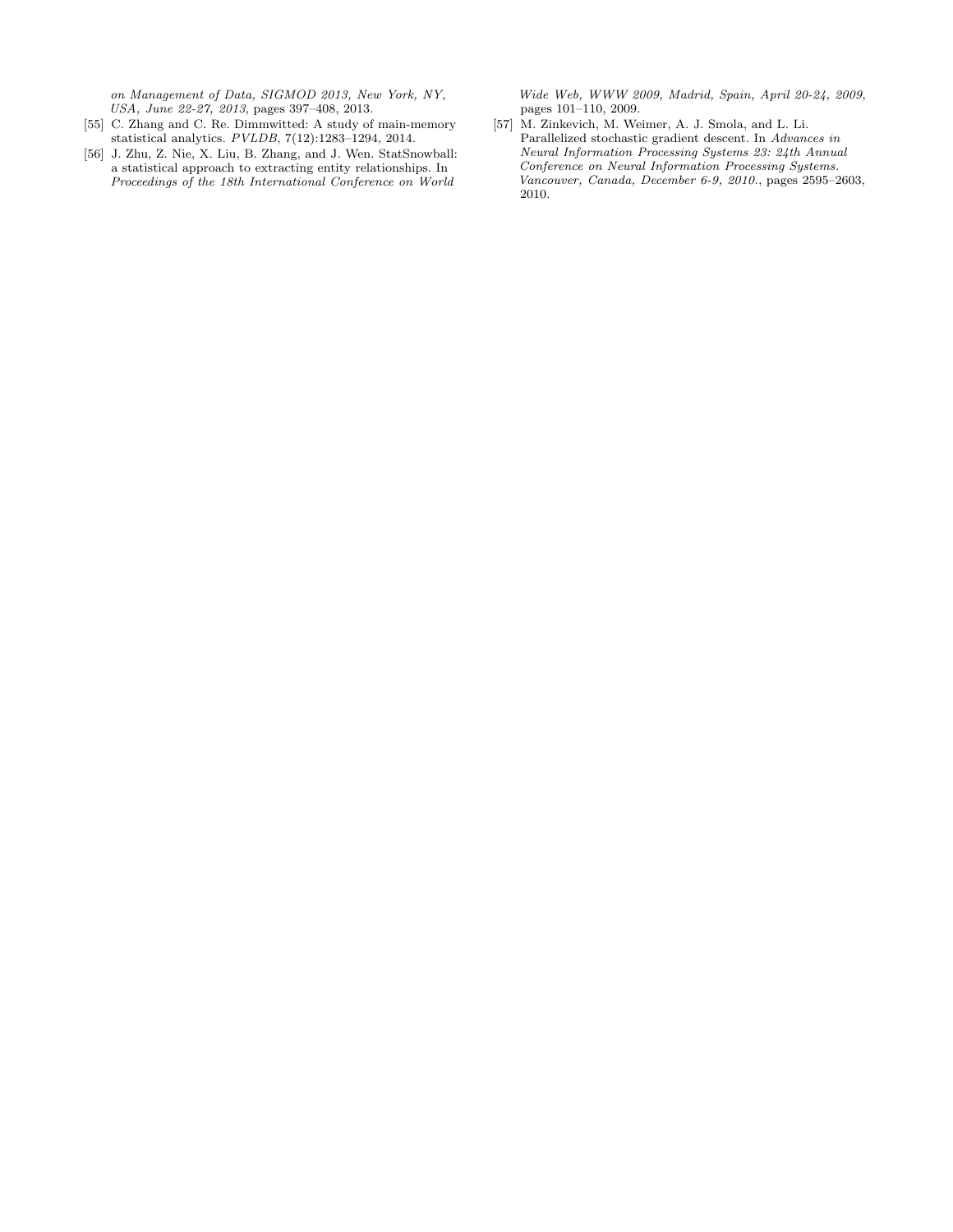*on Management of Data, SIGMOD 2013, New York, NY, USA, June 22-27, 2013*, pages 397–408, 2013.

[55] C. Zhang and C. Re. Dimmwitted: A study of main-memory statistical analytics. *PVLDB*, 7(12):1283–1294, 2014.

[56] J. Zhu, Z. Nie, X. Liu, B. Zhang, and J. Wen. StatSnowball: a statistical approach to extracting entity relationships. In *Proceedings of the 18th International Conference on World Wide Web, WWW 2009, Madrid, Spain, April 20-24, 2009*, pages 101–110, 2009.

[57] M. Zinkevich, M. Weimer, A. J. Smola, and L. Li. Parallelized stochastic gradient descent. In *Advances in Neural Information Processing Systems 23: 24th Annual Conference on Neural Information Processing Systems. Vancouver, Canada, December 6-9, 2010.*, pages 2595–2603, 2010.